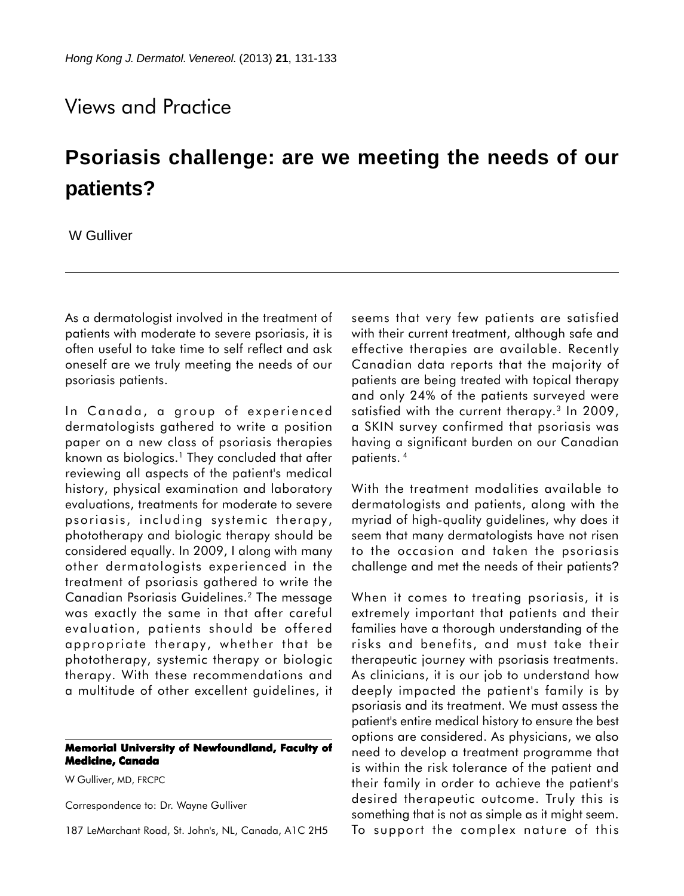Views and Practice

# Psoriasis challenge: are we meeting the needs of our patients?

W Gulliver

As a dermatologist involved in the treatment of patients with moderate to severe psoriasis, it is often useful to take time to self reflect and ask oneself are we truly meeting the needs of our psoriasis patients.

In Canada, a group of experienced dermatologists gathered to write a position paper on a new class of psoriasis therapies known as biologics.[1] They concluded that after reviewing all aspects of the patient's medical history, physical examination and laboratory evaluations, treatments for moderate to severe psoriasis, including systemic therapy, phototherapy and biologic therapy should be considered equally. In 2009, I along with many other dermatologists experienced in the treatment of psoriasis gathered to write the Canadian Psoriasis Guidelines.[2] The message was exactly the same in that after careful evaluation, patients should be offered appropriate therapy, whether that be phototherapy, systemic therapy or biologic therapy. With these recommendations and a multitude of other excellent guidelines, it seems that very few patients are satisfied with their current treatment, although safe and effective therapies are available. Recently Canadian data reports that the majority of patients are being treated with topical therapy and only 24% of the patients surveyed were satisfied with the current therapy.[3] In 2009, a SKIN survey confirmed that psoriasis was having a significant burden on our Canadian patients.[4]

With the treatment modalities available to dermatologists and patients, along with the myriad of high-quality guidelines, why does it seem that many dermatologists have not risen to the occasion and taken the psoriasis challenge and met the needs of their patients?

When it comes to treating psoriasis, it is extremely important that patients and their families have a thorough understanding of the risks and benefits, and must take their therapeutic journey with psoriasis treatments. As clinicians, it is our job to understand how deeply impacted the patient's family is by psoriasis and its treatment. We must assess the patient's entire medical history to ensure the best options are considered. As physicians, we also need to develop a treatment programme that is within the risk tolerance of the patient and their family in order to achieve the patient's desired therapeutic outcome. Truly this is something that is not as simple as it might seem. To support the complex nature of this

**Memorial University of Newfoundland, Faculty of Medicine, Canada**

W Gulliver, MD, FRCPC

Correspondence to: Dr. Wayne Gulliver

187 LeMarchant Road, St. John's, NL, Canada, A1C 2H5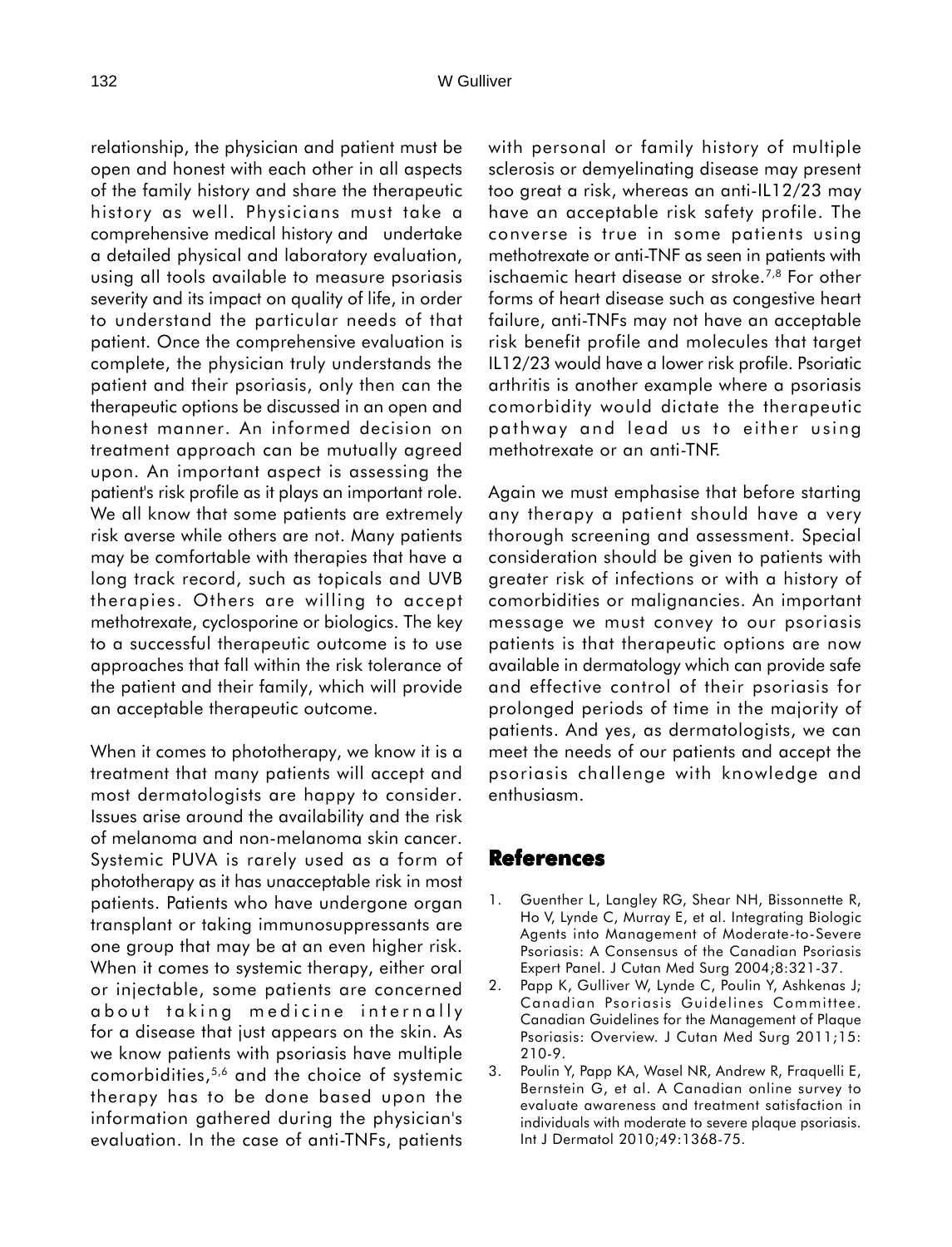relationship, the physician and patient must be open and honest with each other in all aspects of the family history and share the therapeutic history as well. Physicians must take a comprehensive medical history and undertake a detailed physical and laboratory evaluation, using all tools available to measure psoriasis severity and its impact on quality of life, in order to understand the particular needs of that patient. Once the comprehensive evaluation is complete, the physician truly understands the patient and their psoriasis, only then can the therapeutic options be discussed in an open and honest manner. An informed decision on treatment approach can be mutually agreed upon. An important aspect is assessing the patient's risk profile as it plays an important role. We all know that some patients are extremely risk averse while others are not. Many patients may be comfortable with therapies that have a long track record, such as topicals and UVB therapies. Others are willing to accept methotrexate, cyclosporine or biologics. The key to a successful therapeutic outcome is to use approaches that fall within the risk tolerance of the patient and their family, which will provide an acceptable therapeutic outcome.

When it comes to phototherapy, we know it is a treatment that many patients will accept and most dermatologists are happy to consider. Issues arise around the availability and the risk of melanoma and non-melanoma skin cancer. Systemic PUVA is rarely used as a form of phototherapy as it has unacceptable risk in most patients. Patients who have undergone organ transplant or taking immunosuppressants are one group that may be at an even higher risk. When it comes to systemic therapy, either oral or injectable, some patients are concerned about taking medicine internally for a disease that just appears on the skin. As we know patients with psoriasis have multiple comorbidities,[5,6] and the choice of systemic therapy has to be done based upon the information gathered during the physician's evaluation. In the case of anti-TNFs, patients with personal or family history of multiple sclerosis or demyelinating disease may present too great a risk, whereas an anti-IL12/23 may have an acceptable risk safety profile. The converse is true in some patients using methotrexate or anti-TNF as seen in patients with ischaemic heart disease or stroke.[7,8] For other forms of heart disease such as congestive heart failure, anti-TNFs may not have an acceptable risk benefit profile and molecules that target IL12/23 would have a lower risk profile. Psoriatic arthritis is another example where a psoriasis comorbidity would dictate the therapeutic pathway and lead us to either using methotrexate or an anti-TNF.

Again we must emphasise that before starting any therapy a patient should have a very thorough screening and assessment. Special consideration should be given to patients with greater risk of infections or with a history of comorbidities or malignancies. An important message we must convey to our psoriasis patients is that therapeutic options are now available in dermatology which can provide safe and effective control of their psoriasis for prolonged periods of time in the majority of patients. And yes, as dermatologists, we can meet the needs of our patients and accept the psoriasis challenge with knowledge and enthusiasm.

## References

1. Guenther L, Langley RG, Shear NH, Bissonnette R, Ho V, Lynde C, Murray E, et al. Integrating Biologic Agents into Management of Moderate-to-Severe Psoriasis: A Consensus of the Canadian Psoriasis Expert Panel. J Cutan Med Surg 2004;8:321-37.
2. Papp K, Gulliver W, Lynde C, Poulin Y, Ashkenas J; Canadian Psoriasis Guidelines Committee. Canadian Guidelines for the Management of Plaque Psoriasis: Overview. J Cutan Med Surg 2011;15: 210-9.
3. Poulin Y, Papp KA, Wasel NR, Andrew R, Fraquelli E, Bernstein G, et al. A Canadian online survey to evaluate awareness and treatment satisfaction in individuals with moderate to severe plaque psoriasis. Int J Dermatol 2010;49:1368-75.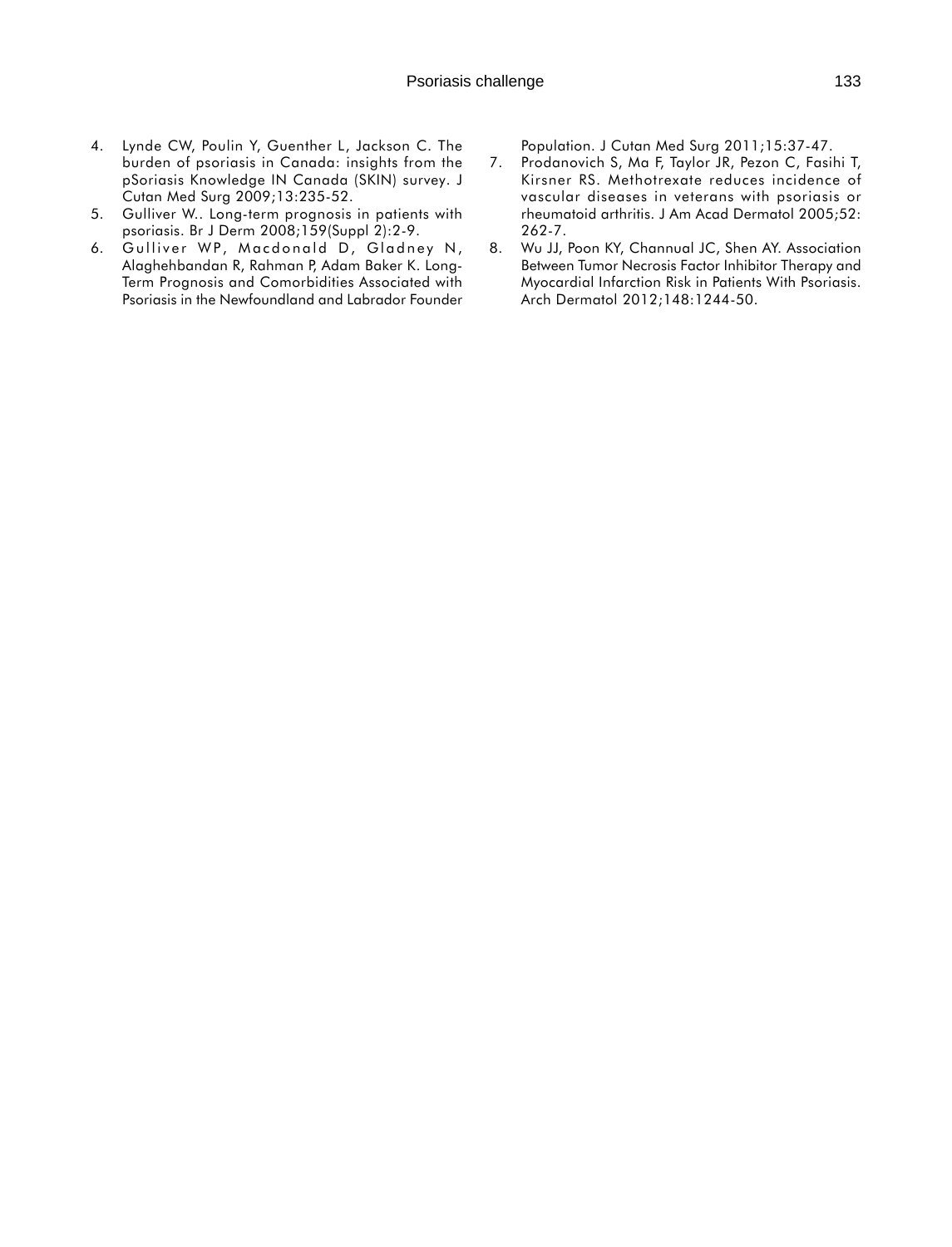4. Lynde CW, Poulin Y, Guenther L, Jackson C. The burden of psoriasis in Canada: insights from the pSoriasis Knowledge IN Canada (SKIN) survey. J Cutan Med Surg 2009;13:235-52.
5. Gulliver W.. Long-term prognosis in patients with psoriasis. Br J Derm 2008;159(Suppl 2):2-9.
6. Gulliver WP, Macdonald D, Gladney N, Alaghehbandan R, Rahman P, Adam Baker K. Long-Term Prognosis and Comorbidities Associated with Psoriasis in the Newfoundland and Labrador Founder Population. J Cutan Med Surg 2011;15:37-47.
7. Prodanovich S, Ma F, Taylor JR, Pezon C, Fasihi T, Kirsner RS. Methotrexate reduces incidence of vascular diseases in veterans with psoriasis or rheumatoid arthritis. J Am Acad Dermatol 2005;52: 262-7.
8. Wu JJ, Poon KY, Channual JC, Shen AY. Association Between Tumor Necrosis Factor Inhibitor Therapy and Myocardial Infarction Risk in Patients With Psoriasis. Arch Dermatol 2012;148:1244-50.